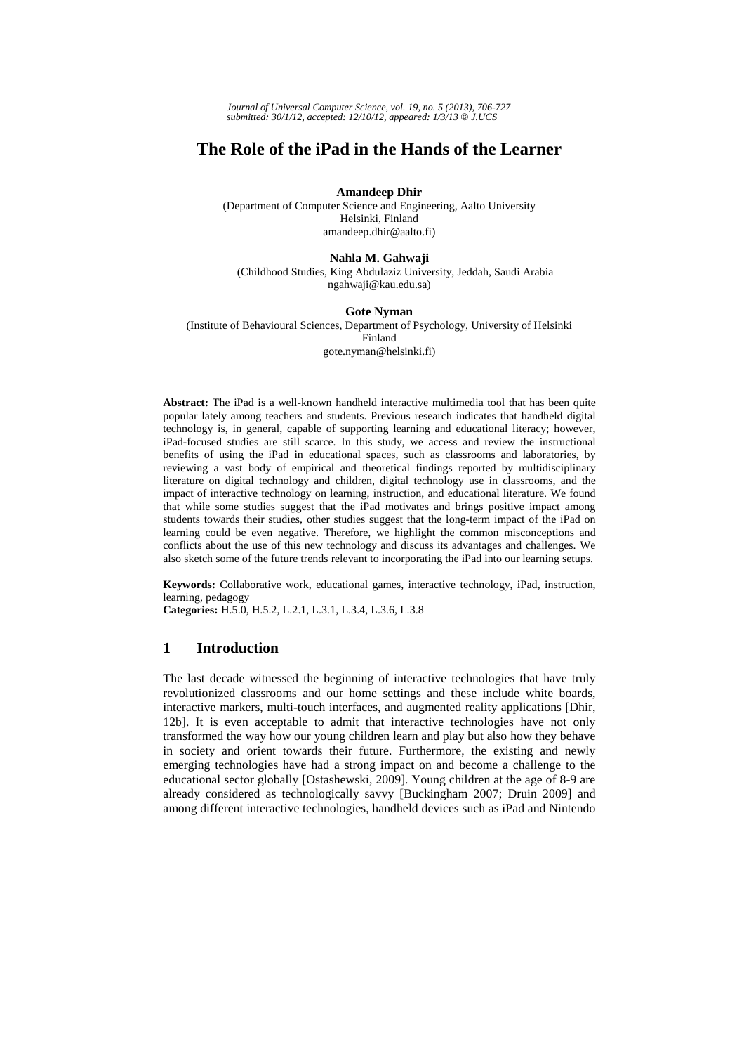# The Role of the iPad in the Hands of the Learner

**Amandeep Dhir**
(Department of Computer Science and Engineering, Aalto University
Helsinki, Finland
amandeep.dhir@aalto.fi)

**Nahla M. Gahwaji**
(Childhood Studies, King Abdulaziz University, Jeddah, Saudi Arabia
ngahwaji@kau.edu.sa)

**Gote Nyman**
(Institute of Behavioural Sciences, Department of Psychology, University of Helsinki
Finland
gote.nyman@helsinki.fi)

**Abstract:** The iPad is a well-known handheld interactive multimedia tool that has been quite popular lately among teachers and students. Previous research indicates that handheld digital technology is, in general, capable of supporting learning and educational literacy; however, iPad-focused studies are still scarce. In this study, we access and review the instructional benefits of using the iPad in educational spaces, such as classrooms and laboratories, by reviewing a vast body of empirical and theoretical findings reported by multidisciplinary literature on digital technology and children, digital technology use in classrooms, and the impact of interactive technology on learning, instruction, and educational literature. We found that while some studies suggest that the iPad motivates and brings positive impact among students towards their studies, other studies suggest that the long-term impact of the iPad on learning could be even negative. Therefore, we highlight the common misconceptions and conflicts about the use of this new technology and discuss its advantages and challenges. We also sketch some of the future trends relevant to incorporating the iPad into our learning setups.

**Keywords:** Collaborative work, educational games, interactive technology, iPad, instruction, learning, pedagogy
**Categories:** H.5.0, H.5.2, L.2.1, L.3.1, L.3.4, L.3.6, L.3.8

## 1 Introduction

The last decade witnessed the beginning of interactive technologies that have truly revolutionized classrooms and our home settings and these include white boards, interactive markers, multi-touch interfaces, and augmented reality applications [Dhir, 12b]. It is even acceptable to admit that interactive technologies have not only transformed the way how our young children learn and play but also how they behave in society and orient towards their future. Furthermore, the existing and newly emerging technologies have had a strong impact on and become a challenge to the educational sector globally [Ostashewski, 2009]. Young children at the age of 8-9 are already considered as technologically savvy [Buckingham 2007; Druin 2009] and among different interactive technologies, handheld devices such as iPad and Nintendo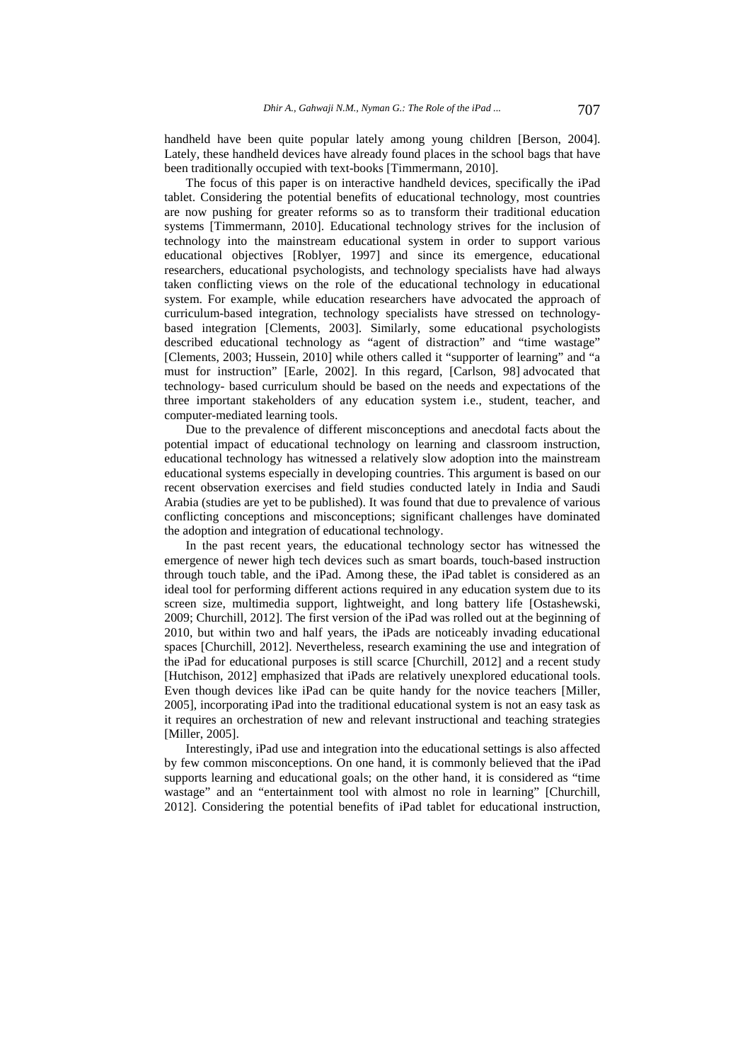handheld have been quite popular lately among young children [Berson, 2004]. Lately, these handheld devices have already found places in the school bags that have been traditionally occupied with text-books [Timmermann, 2010].

The focus of this paper is on interactive handheld devices, specifically the iPad tablet. Considering the potential benefits of educational technology, most countries are now pushing for greater reforms so as to transform their traditional education systems [Timmermann, 2010]. Educational technology strives for the inclusion of technology into the mainstream educational system in order to support various educational objectives [Roblyer, 1997] and since its emergence, educational researchers, educational psychologists, and technology specialists have had always taken conflicting views on the role of the educational technology in educational system. For example, while education researchers have advocated the approach of curriculum-based integration, technology specialists have stressed on technology-based integration [Clements, 2003]. Similarly, some educational psychologists described educational technology as "agent of distraction" and "time wastage" [Clements, 2003; Hussein, 2010] while others called it "supporter of learning" and "a must for instruction" [Earle, 2002]. In this regard, [Carlson, 98] advocated that technology- based curriculum should be based on the needs and expectations of the three important stakeholders of any education system i.e., student, teacher, and computer-mediated learning tools.

Due to the prevalence of different misconceptions and anecdotal facts about the potential impact of educational technology on learning and classroom instruction, educational technology has witnessed a relatively slow adoption into the mainstream educational systems especially in developing countries. This argument is based on our recent observation exercises and field studies conducted lately in India and Saudi Arabia (studies are yet to be published). It was found that due to prevalence of various conflicting conceptions and misconceptions; significant challenges have dominated the adoption and integration of educational technology.

In the past recent years, the educational technology sector has witnessed the emergence of newer high tech devices such as smart boards, touch-based instruction through touch table, and the iPad. Among these, the iPad tablet is considered as an ideal tool for performing different actions required in any education system due to its screen size, multimedia support, lightweight, and long battery life [Ostashewski, 2009; Churchill, 2012]. The first version of the iPad was rolled out at the beginning of 2010, but within two and half years, the iPads are noticeably invading educational spaces [Churchill, 2012]. Nevertheless, research examining the use and integration of the iPad for educational purposes is still scarce [Churchill, 2012] and a recent study [Hutchison, 2012] emphasized that iPads are relatively unexplored educational tools. Even though devices like iPad can be quite handy for the novice teachers [Miller, 2005], incorporating iPad into the traditional educational system is not an easy task as it requires an orchestration of new and relevant instructional and teaching strategies [Miller, 2005].

Interestingly, iPad use and integration into the educational settings is also affected by few common misconceptions. On one hand, it is commonly believed that the iPad supports learning and educational goals; on the other hand, it is considered as "time wastage" and an "entertainment tool with almost no role in learning" [Churchill, 2012]. Considering the potential benefits of iPad tablet for educational instruction,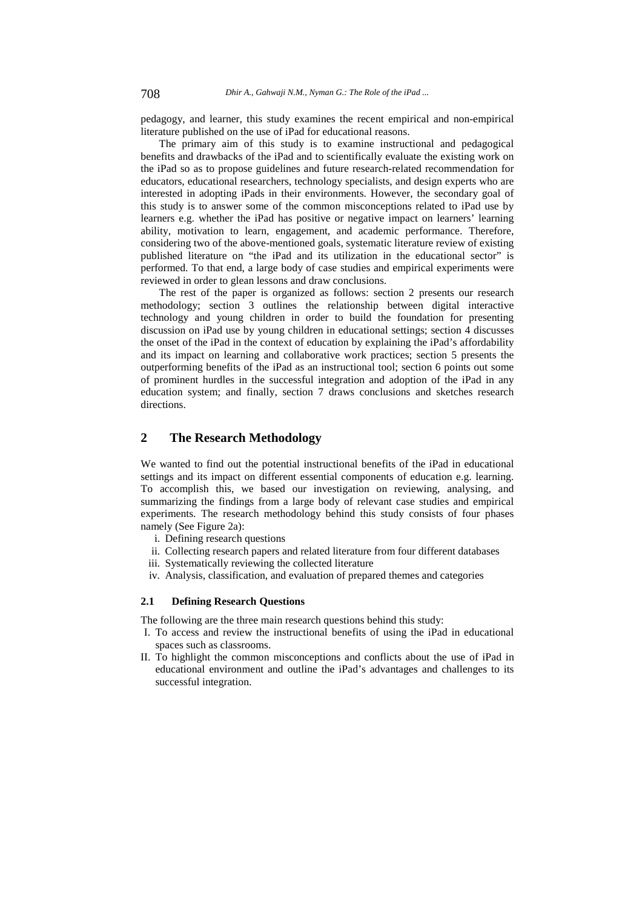pedagogy, and learner, this study examines the recent empirical and non-empirical literature published on the use of iPad for educational reasons.

The primary aim of this study is to examine instructional and pedagogical benefits and drawbacks of the iPad and to scientifically evaluate the existing work on the iPad so as to propose guidelines and future research-related recommendation for educators, educational researchers, technology specialists, and design experts who are interested in adopting iPads in their environments. However, the secondary goal of this study is to answer some of the common misconceptions related to iPad use by learners e.g. whether the iPad has positive or negative impact on learners' learning ability, motivation to learn, engagement, and academic performance. Therefore, considering two of the above-mentioned goals, systematic literature review of existing published literature on "the iPad and its utilization in the educational sector" is performed. To that end, a large body of case studies and empirical experiments were reviewed in order to glean lessons and draw conclusions.

The rest of the paper is organized as follows: section 2 presents our research methodology; section 3 outlines the relationship between digital interactive technology and young children in order to build the foundation for presenting discussion on iPad use by young children in educational settings; section 4 discusses the onset of the iPad in the context of education by explaining the iPad's affordability and its impact on learning and collaborative work practices; section 5 presents the outperforming benefits of the iPad as an instructional tool; section 6 points out some of prominent hurdles in the successful integration and adoption of the iPad in any education system; and finally, section 7 draws conclusions and sketches research directions.

## 2 The Research Methodology

We wanted to find out the potential instructional benefits of the iPad in educational settings and its impact on different essential components of education e.g. learning. To accomplish this, we based our investigation on reviewing, analysing, and summarizing the findings from a large body of relevant case studies and empirical experiments. The research methodology behind this study consists of four phases namely (See Figure 2a):

i. Defining research questions
ii. Collecting research papers and related literature from four different databases
iii. Systematically reviewing the collected literature
iv. Analysis, classification, and evaluation of prepared themes and categories

### 2.1 Defining Research Questions

The following are the three main research questions behind this study:

I. To access and review the instructional benefits of using the iPad in educational spaces such as classrooms.
II. To highlight the common misconceptions and conflicts about the use of iPad in educational environment and outline the iPad's advantages and challenges to its successful integration.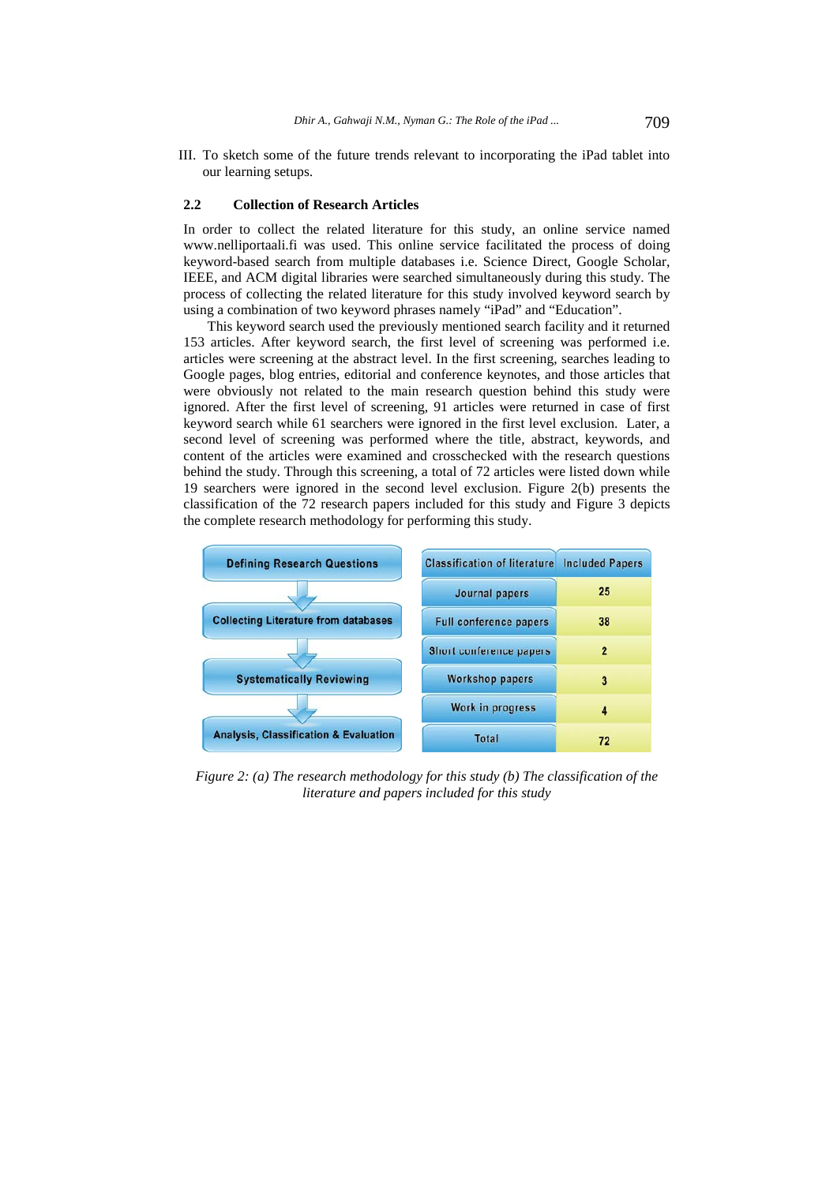III. To sketch some of the future trends relevant to incorporating the iPad tablet into our learning setups.

### 2.2 Collection of Research Articles

In order to collect the related literature for this study, an online service named www.nelliportaali.fi was used. This online service facilitated the process of doing keyword-based search from multiple databases i.e. Science Direct, Google Scholar, IEEE, and ACM digital libraries were searched simultaneously during this study. The process of collecting the related literature for this study involved keyword search by using a combination of two keyword phrases namely "iPad" and "Education".

This keyword search used the previously mentioned search facility and it returned 153 articles. After keyword search, the first level of screening was performed i.e. articles were screening at the abstract level. In the first screening, searches leading to Google pages, blog entries, editorial and conference keynotes, and those articles that were obviously not related to the main research question behind this study were ignored. After the first level of screening, 91 articles were returned in case of first keyword search while 61 searchers were ignored in the first level exclusion. Later, a second level of screening was performed where the title, abstract, keywords, and content of the articles were examined and crosschecked with the research questions behind the study. Through this screening, a total of 72 articles were listed down while 19 searchers were ignored in the second level exclusion. Figure 2(b) presents the classification of the 72 research papers included for this study and Figure 3 depicts the complete research methodology for performing this study.

Defining Research Questions → Collecting Literature from databases → Systematically Reviewing → Analysis, Classification & Evaluation

| Classification of literature | Included Papers |
|---|---|
| Journal papers | 25 |
| Full conference papers | 38 |
| Short conference papers | 2 |
| Workshop papers | 3 |
| Work in progress | 4 |
| Total | 72 |

*Figure 2: (a) The research methodology for this study (b) The classification of the literature and papers included for this study*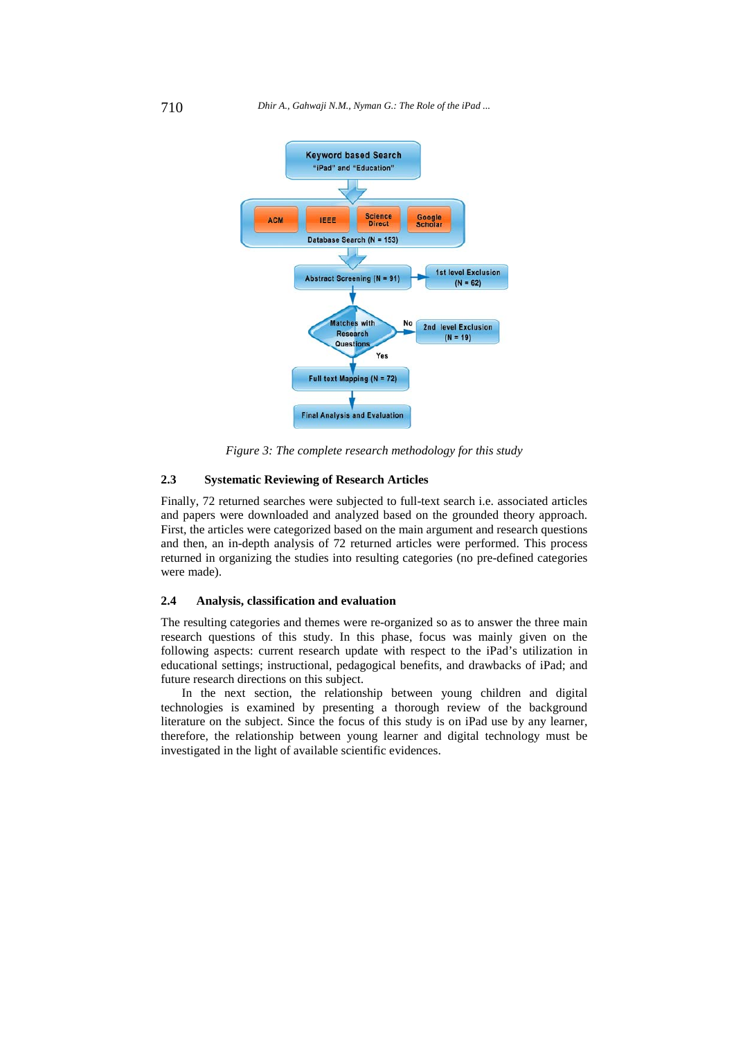Keyword based Search "iPad" and "Education"

ACM | IEEE | Science Direct | Google Scholar

Database Search (N = 153)

Abstract Screening (N = 91) → 1st level Exclusion (N = 62)

Matches with Research Questions — No → 2nd level Exclusion (N = 19)

Yes

Full text Mapping (N = 72)

Final Analysis and Evaluation

*Figure 3: The complete research methodology for this study*

### 2.3 Systematic Reviewing of Research Articles

Finally, 72 returned searches were subjected to full-text search i.e. associated articles and papers were downloaded and analyzed based on the grounded theory approach. First, the articles were categorized based on the main argument and research questions and then, an in-depth analysis of 72 returned articles were performed. This process returned in organizing the studies into resulting categories (no pre-defined categories were made).

### 2.4 Analysis, classification and evaluation

The resulting categories and themes were re-organized so as to answer the three main research questions of this study. In this phase, focus was mainly given on the following aspects: current research update with respect to the iPad's utilization in educational settings; instructional, pedagogical benefits, and drawbacks of iPad; and future research directions on this subject.

In the next section, the relationship between young children and digital technologies is examined by presenting a thorough review of the background literature on the subject. Since the focus of this study is on iPad use by any learner, therefore, the relationship between young learner and digital technology must be investigated in the light of available scientific evidences.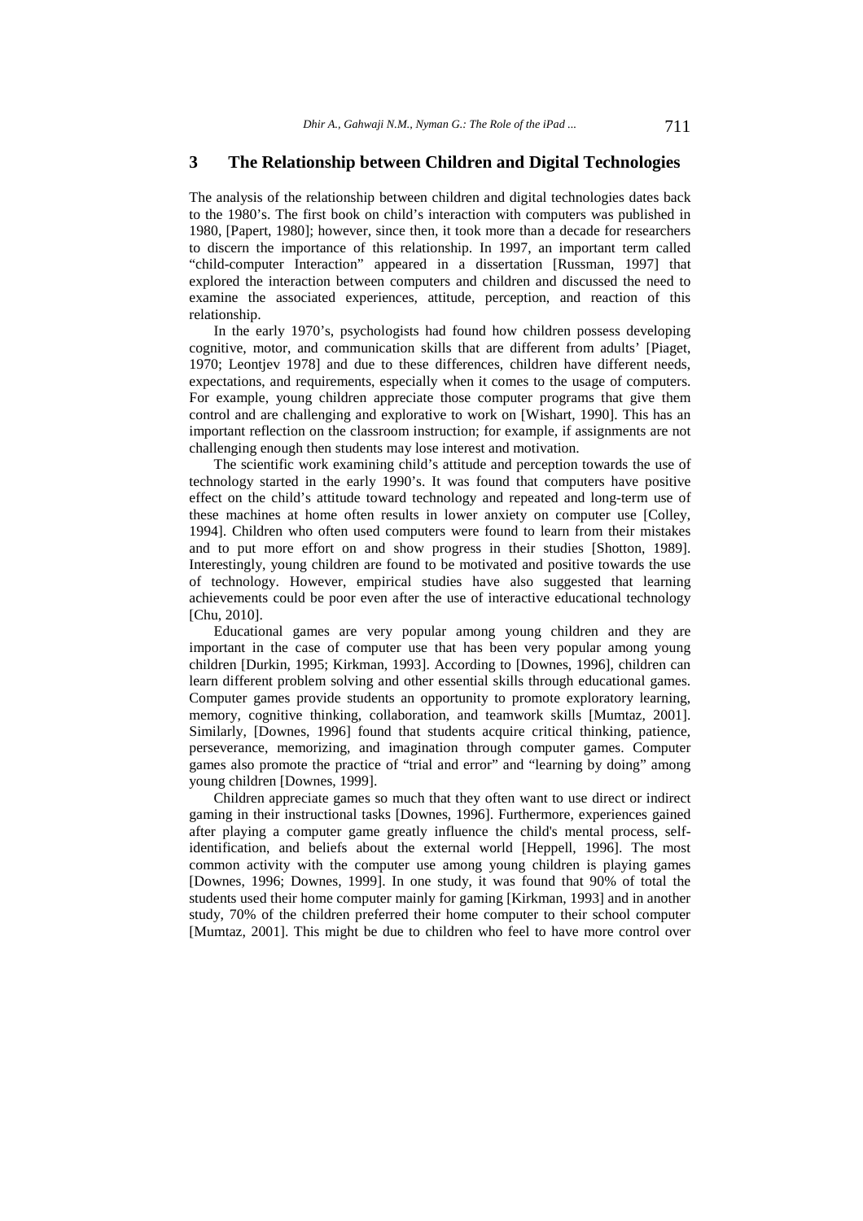## 3 The Relationship between Children and Digital Technologies

The analysis of the relationship between children and digital technologies dates back to the 1980's. The first book on child's interaction with computers was published in 1980, [Papert, 1980]; however, since then, it took more than a decade for researchers to discern the importance of this relationship. In 1997, an important term called "child-computer Interaction" appeared in a dissertation [Russman, 1997] that explored the interaction between computers and children and discussed the need to examine the associated experiences, attitude, perception, and reaction of this relationship.

In the early 1970's, psychologists had found how children possess developing cognitive, motor, and communication skills that are different from adults' [Piaget, 1970; Leontjev 1978] and due to these differences, children have different needs, expectations, and requirements, especially when it comes to the usage of computers. For example, young children appreciate those computer programs that give them control and are challenging and explorative to work on [Wishart, 1990]. This has an important reflection on the classroom instruction; for example, if assignments are not challenging enough then students may lose interest and motivation.

The scientific work examining child's attitude and perception towards the use of technology started in the early 1990's. It was found that computers have positive effect on the child's attitude toward technology and repeated and long-term use of these machines at home often results in lower anxiety on computer use [Colley, 1994]. Children who often used computers were found to learn from their mistakes and to put more effort on and show progress in their studies [Shotton, 1989]. Interestingly, young children are found to be motivated and positive towards the use of technology. However, empirical studies have also suggested that learning achievements could be poor even after the use of interactive educational technology [Chu, 2010].

Educational games are very popular among young children and they are important in the case of computer use that has been very popular among young children [Durkin, 1995; Kirkman, 1993]. According to [Downes, 1996], children can learn different problem solving and other essential skills through educational games. Computer games provide students an opportunity to promote exploratory learning, memory, cognitive thinking, collaboration, and teamwork skills [Mumtaz, 2001]. Similarly, [Downes, 1996] found that students acquire critical thinking, patience, perseverance, memorizing, and imagination through computer games. Computer games also promote the practice of "trial and error" and "learning by doing" among young children [Downes, 1999].

Children appreciate games so much that they often want to use direct or indirect gaming in their instructional tasks [Downes, 1996]. Furthermore, experiences gained after playing a computer game greatly influence the child's mental process, self-identification, and beliefs about the external world [Heppell, 1996]. The most common activity with the computer use among young children is playing games [Downes, 1996; Downes, 1999]. In one study, it was found that 90% of total the students used their home computer mainly for gaming [Kirkman, 1993] and in another study, 70% of the children preferred their home computer to their school computer [Mumtaz, 2001]. This might be due to children who feel to have more control over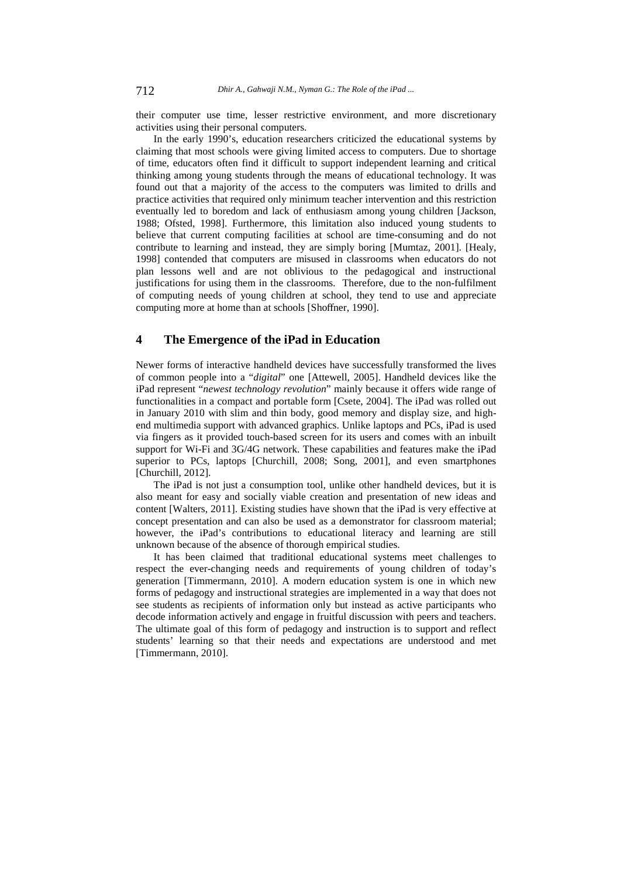their computer use time, lesser restrictive environment, and more discretionary activities using their personal computers.

In the early 1990's, education researchers criticized the educational systems by claiming that most schools were giving limited access to computers. Due to shortage of time, educators often find it difficult to support independent learning and critical thinking among young students through the means of educational technology. It was found out that a majority of the access to the computers was limited to drills and practice activities that required only minimum teacher intervention and this restriction eventually led to boredom and lack of enthusiasm among young children [Jackson, 1988; Ofsted, 1998]. Furthermore, this limitation also induced young students to believe that current computing facilities at school are time-consuming and do not contribute to learning and instead, they are simply boring [Mumtaz, 2001]. [Healy, 1998] contended that computers are misused in classrooms when educators do not plan lessons well and are not oblivious to the pedagogical and instructional justifications for using them in the classrooms. Therefore, due to the non-fulfilment of computing needs of young children at school, they tend to use and appreciate computing more at home than at schools [Shoffner, 1990].

## 4 The Emergence of the iPad in Education

Newer forms of interactive handheld devices have successfully transformed the lives of common people into a "*digital*" one [Attewell, 2005]. Handheld devices like the iPad represent "*newest technology revolution*" mainly because it offers wide range of functionalities in a compact and portable form [Csete, 2004]. The iPad was rolled out in January 2010 with slim and thin body, good memory and display size, and high-end multimedia support with advanced graphics. Unlike laptops and PCs, iPad is used via fingers as it provided touch-based screen for its users and comes with an inbuilt support for Wi-Fi and 3G/4G network. These capabilities and features make the iPad superior to PCs, laptops [Churchill, 2008; Song, 2001], and even smartphones [Churchill, 2012].

The iPad is not just a consumption tool, unlike other handheld devices, but it is also meant for easy and socially viable creation and presentation of new ideas and content [Walters, 2011]. Existing studies have shown that the iPad is very effective at concept presentation and can also be used as a demonstrator for classroom material; however, the iPad's contributions to educational literacy and learning are still unknown because of the absence of thorough empirical studies.

It has been claimed that traditional educational systems meet challenges to respect the ever-changing needs and requirements of young children of today's generation [Timmermann, 2010]. A modern education system is one in which new forms of pedagogy and instructional strategies are implemented in a way that does not see students as recipients of information only but instead as active participants who decode information actively and engage in fruitful discussion with peers and teachers. The ultimate goal of this form of pedagogy and instruction is to support and reflect students' learning so that their needs and expectations are understood and met [Timmermann, 2010].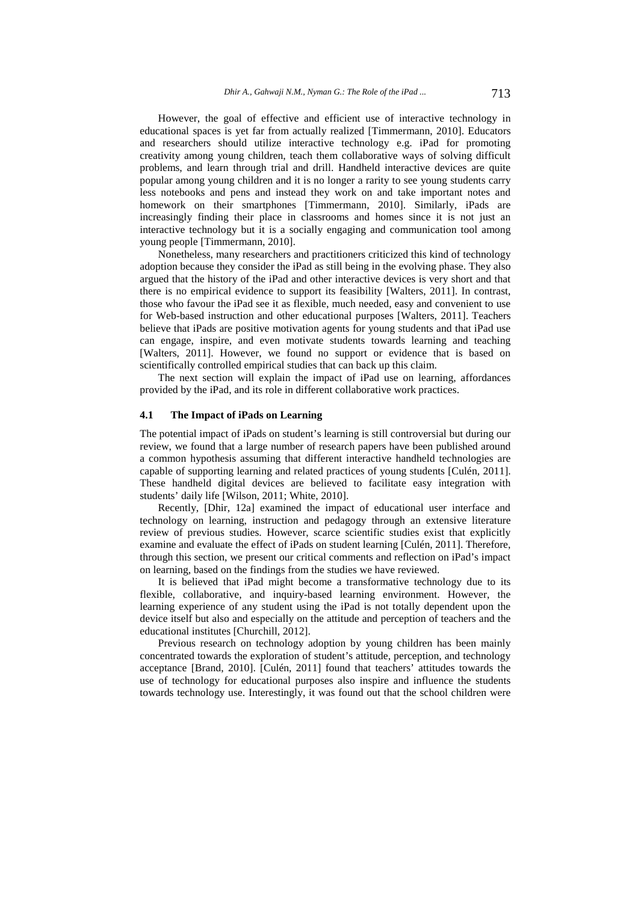However, the goal of effective and efficient use of interactive technology in educational spaces is yet far from actually realized [Timmermann, 2010]. Educators and researchers should utilize interactive technology e.g. iPad for promoting creativity among young children, teach them collaborative ways of solving difficult problems, and learn through trial and drill. Handheld interactive devices are quite popular among young children and it is no longer a rarity to see young students carry less notebooks and pens and instead they work on and take important notes and homework on their smartphones [Timmermann, 2010]. Similarly, iPads are increasingly finding their place in classrooms and homes since it is not just an interactive technology but it is a socially engaging and communication tool among young people [Timmermann, 2010].

Nonetheless, many researchers and practitioners criticized this kind of technology adoption because they consider the iPad as still being in the evolving phase. They also argued that the history of the iPad and other interactive devices is very short and that there is no empirical evidence to support its feasibility [Walters, 2011]. In contrast, those who favour the iPad see it as flexible, much needed, easy and convenient to use for Web-based instruction and other educational purposes [Walters, 2011]. Teachers believe that iPads are positive motivation agents for young students and that iPad use can engage, inspire, and even motivate students towards learning and teaching [Walters, 2011]. However, we found no support or evidence that is based on scientifically controlled empirical studies that can back up this claim.

The next section will explain the impact of iPad use on learning, affordances provided by the iPad, and its role in different collaborative work practices.

### 4.1 The Impact of iPads on Learning

The potential impact of iPads on student's learning is still controversial but during our review, we found that a large number of research papers have been published around a common hypothesis assuming that different interactive handheld technologies are capable of supporting learning and related practices of young students [Culén, 2011]. These handheld digital devices are believed to facilitate easy integration with students' daily life [Wilson, 2011; White, 2010].

Recently, [Dhir, 12a] examined the impact of educational user interface and technology on learning, instruction and pedagogy through an extensive literature review of previous studies. However, scarce scientific studies exist that explicitly examine and evaluate the effect of iPads on student learning [Culén, 2011]. Therefore, through this section, we present our critical comments and reflection on iPad's impact on learning, based on the findings from the studies we have reviewed.

It is believed that iPad might become a transformative technology due to its flexible, collaborative, and inquiry-based learning environment. However, the learning experience of any student using the iPad is not totally dependent upon the device itself but also and especially on the attitude and perception of teachers and the educational institutes [Churchill, 2012].

Previous research on technology adoption by young children has been mainly concentrated towards the exploration of student's attitude, perception, and technology acceptance [Brand, 2010]. [Culén, 2011] found that teachers' attitudes towards the use of technology for educational purposes also inspire and influence the students towards technology use. Interestingly, it was found out that the school children were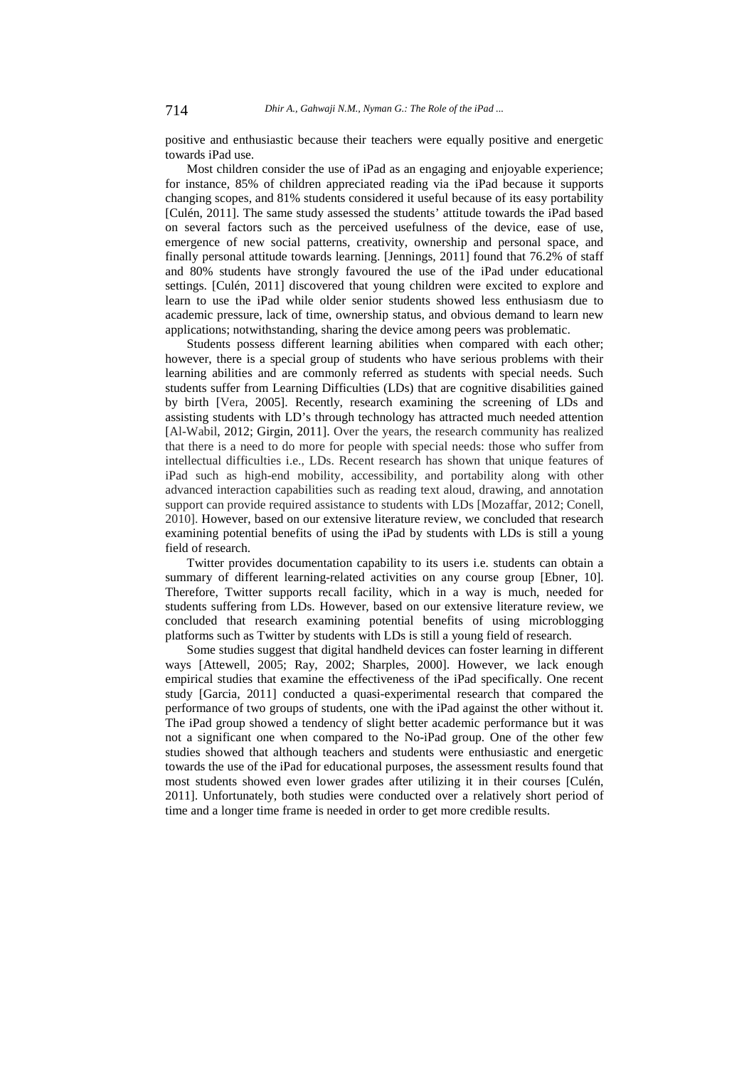positive and enthusiastic because their teachers were equally positive and energetic towards iPad use.

Most children consider the use of iPad as an engaging and enjoyable experience; for instance, 85% of children appreciated reading via the iPad because it supports changing scopes, and 81% students considered it useful because of its easy portability [Culén, 2011]. The same study assessed the students' attitude towards the iPad based on several factors such as the perceived usefulness of the device, ease of use, emergence of new social patterns, creativity, ownership and personal space, and finally personal attitude towards learning. [Jennings, 2011] found that 76.2% of staff and 80% students have strongly favoured the use of the iPad under educational settings. [Culén, 2011] discovered that young children were excited to explore and learn to use the iPad while older senior students showed less enthusiasm due to academic pressure, lack of time, ownership status, and obvious demand to learn new applications; notwithstanding, sharing the device among peers was problematic.

Students possess different learning abilities when compared with each other; however, there is a special group of students who have serious problems with their learning abilities and are commonly referred as students with special needs. Such students suffer from Learning Difficulties (LDs) that are cognitive disabilities gained by birth [Vera, 2005]. Recently, research examining the screening of LDs and assisting students with LD's through technology has attracted much needed attention [Al-Wabil, 2012; Girgin, 2011]. Over the years, the research community has realized that there is a need to do more for people with special needs: those who suffer from intellectual difficulties i.e., LDs. Recent research has shown that unique features of iPad such as high-end mobility, accessibility, and portability along with other advanced interaction capabilities such as reading text aloud, drawing, and annotation support can provide required assistance to students with LDs [Mozaffar, 2012; Conell, 2010]. However, based on our extensive literature review, we concluded that research examining potential benefits of using the iPad by students with LDs is still a young field of research.

Twitter provides documentation capability to its users i.e. students can obtain a summary of different learning-related activities on any course group [Ebner, 10]. Therefore, Twitter supports recall facility, which in a way is much, needed for students suffering from LDs. However, based on our extensive literature review, we concluded that research examining potential benefits of using microblogging platforms such as Twitter by students with LDs is still a young field of research.

Some studies suggest that digital handheld devices can foster learning in different ways [Attewell, 2005; Ray, 2002; Sharples, 2000]. However, we lack enough empirical studies that examine the effectiveness of the iPad specifically. One recent study [Garcia, 2011] conducted a quasi-experimental research that compared the performance of two groups of students, one with the iPad against the other without it. The iPad group showed a tendency of slight better academic performance but it was not a significant one when compared to the No-iPad group. One of the other few studies showed that although teachers and students were enthusiastic and energetic towards the use of the iPad for educational purposes, the assessment results found that most students showed even lower grades after utilizing it in their courses [Culén, 2011]. Unfortunately, both studies were conducted over a relatively short period of time and a longer time frame is needed in order to get more credible results.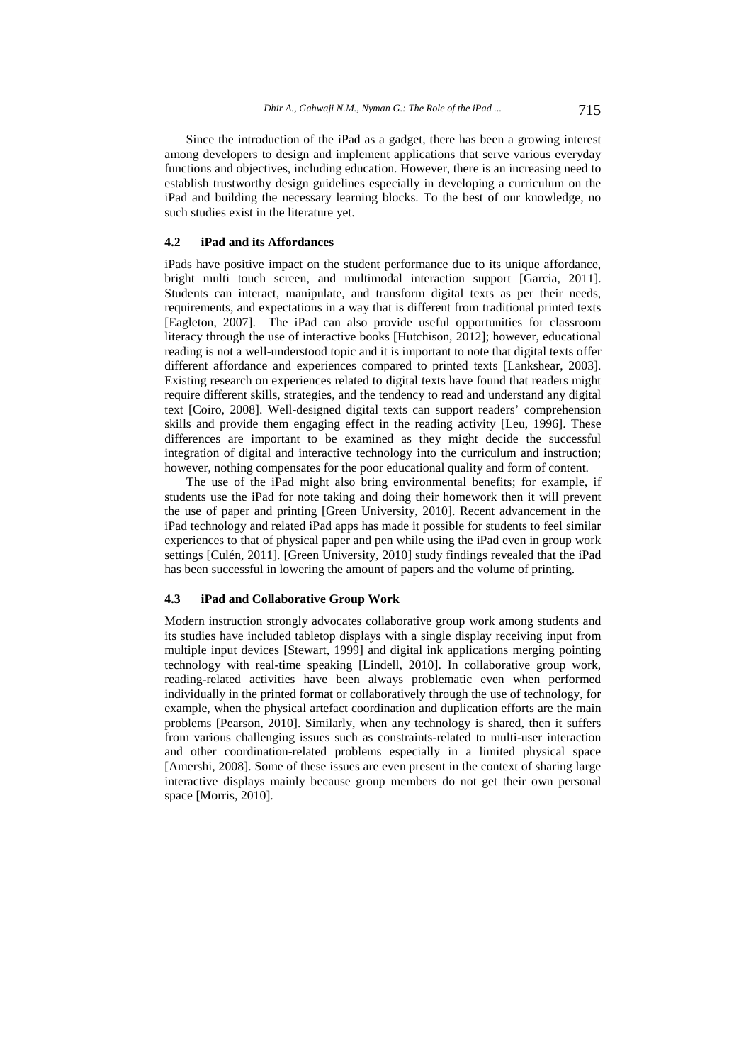Since the introduction of the iPad as a gadget, there has been a growing interest among developers to design and implement applications that serve various everyday functions and objectives, including education. However, there is an increasing need to establish trustworthy design guidelines especially in developing a curriculum on the iPad and building the necessary learning blocks. To the best of our knowledge, no such studies exist in the literature yet.

### 4.2 iPad and its Affordances

iPads have positive impact on the student performance due to its unique affordance, bright multi touch screen, and multimodal interaction support [Garcia, 2011]. Students can interact, manipulate, and transform digital texts as per their needs, requirements, and expectations in a way that is different from traditional printed texts [Eagleton, 2007]. The iPad can also provide useful opportunities for classroom literacy through the use of interactive books [Hutchison, 2012]; however, educational reading is not a well-understood topic and it is important to note that digital texts offer different affordance and experiences compared to printed texts [Lankshear, 2003]. Existing research on experiences related to digital texts have found that readers might require different skills, strategies, and the tendency to read and understand any digital text [Coiro, 2008]. Well-designed digital texts can support readers' comprehension skills and provide them engaging effect in the reading activity [Leu, 1996]. These differences are important to be examined as they might decide the successful integration of digital and interactive technology into the curriculum and instruction; however, nothing compensates for the poor educational quality and form of content.

The use of the iPad might also bring environmental benefits; for example, if students use the iPad for note taking and doing their homework then it will prevent the use of paper and printing [Green University, 2010]. Recent advancement in the iPad technology and related iPad apps has made it possible for students to feel similar experiences to that of physical paper and pen while using the iPad even in group work settings [Culén, 2011]. [Green University, 2010] study findings revealed that the iPad has been successful in lowering the amount of papers and the volume of printing.

### 4.3 iPad and Collaborative Group Work

Modern instruction strongly advocates collaborative group work among students and its studies have included tabletop displays with a single display receiving input from multiple input devices [Stewart, 1999] and digital ink applications merging pointing technology with real-time speaking [Lindell, 2010]. In collaborative group work, reading-related activities have been always problematic even when performed individually in the printed format or collaboratively through the use of technology, for example, when the physical artefact coordination and duplication efforts are the main problems [Pearson, 2010]. Similarly, when any technology is shared, then it suffers from various challenging issues such as constraints-related to multi-user interaction and other coordination-related problems especially in a limited physical space [Amershi, 2008]. Some of these issues are even present in the context of sharing large interactive displays mainly because group members do not get their own personal space [Morris, 2010].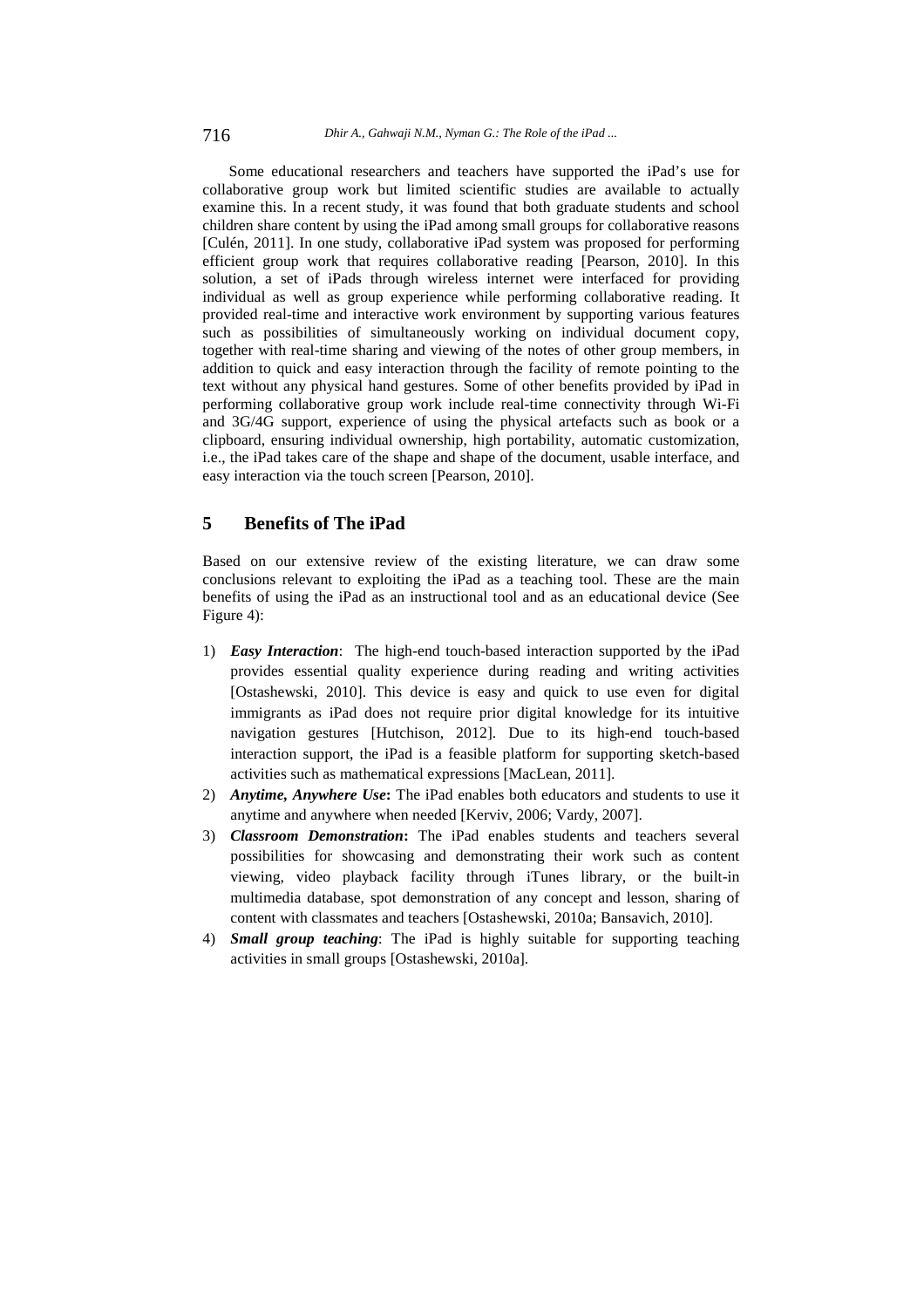Some educational researchers and teachers have supported the iPad's use for collaborative group work but limited scientific studies are available to actually examine this. In a recent study, it was found that both graduate students and school children share content by using the iPad among small groups for collaborative reasons [Culén, 2011]. In one study, collaborative iPad system was proposed for performing efficient group work that requires collaborative reading [Pearson, 2010]. In this solution, a set of iPads through wireless internet were interfaced for providing individual as well as group experience while performing collaborative reading. It provided real-time and interactive work environment by supporting various features such as possibilities of simultaneously working on individual document copy, together with real-time sharing and viewing of the notes of other group members, in addition to quick and easy interaction through the facility of remote pointing to the text without any physical hand gestures. Some of other benefits provided by iPad in performing collaborative group work include real-time connectivity through Wi-Fi and 3G/4G support, experience of using the physical artefacts such as book or a clipboard, ensuring individual ownership, high portability, automatic customization, i.e., the iPad takes care of the shape and shape of the document, usable interface, and easy interaction via the touch screen [Pearson, 2010].

## 5 Benefits of The iPad

Based on our extensive review of the existing literature, we can draw some conclusions relevant to exploiting the iPad as a teaching tool. These are the main benefits of using the iPad as an instructional tool and as an educational device (See Figure 4):

1) ***Easy Interaction***: The high-end touch-based interaction supported by the iPad provides essential quality experience during reading and writing activities [Ostashewski, 2010]. This device is easy and quick to use even for digital immigrants as iPad does not require prior digital knowledge for its intuitive navigation gestures [Hutchison, 2012]. Due to its high-end touch-based interaction support, the iPad is a feasible platform for supporting sketch-based activities such as mathematical expressions [MacLean, 2011].
2) ***Anytime, Anywhere Use*****:** The iPad enables both educators and students to use it anytime and anywhere when needed [Kerviv, 2006; Vardy, 2007].
3) ***Classroom Demonstration*****:** The iPad enables students and teachers several possibilities for showcasing and demonstrating their work such as content viewing, video playback facility through iTunes library, or the built-in multimedia database, spot demonstration of any concept and lesson, sharing of content with classmates and teachers [Ostashewski, 2010a; Bansavich, 2010].
4) ***Small group teaching***: The iPad is highly suitable for supporting teaching activities in small groups [Ostashewski, 2010a].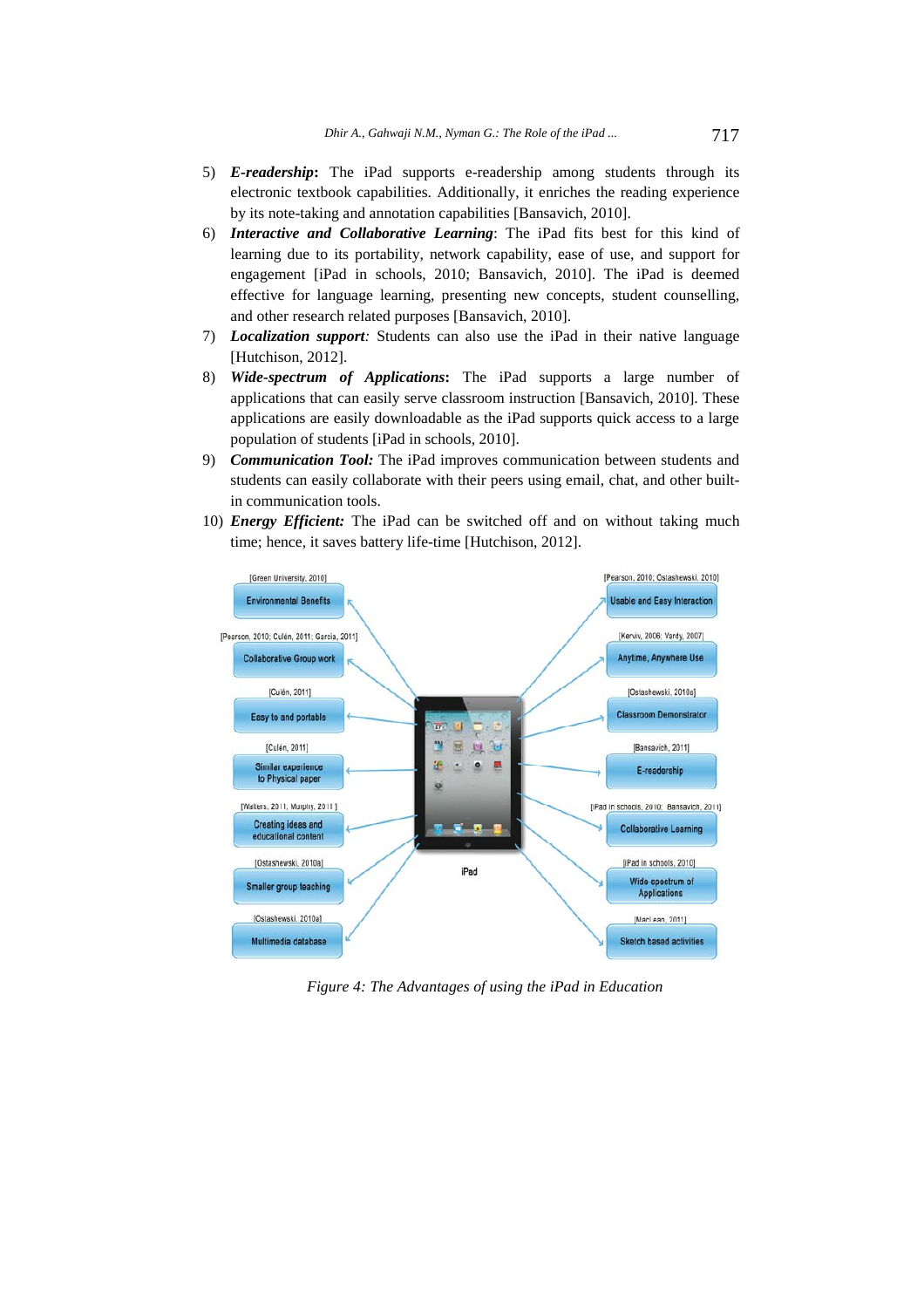5) ***E-readership*:** The iPad supports e-readership among students through its electronic textbook capabilities. Additionally, it enriches the reading experience by its note-taking and annotation capabilities [Bansavich, 2010].
6) ***Interactive and Collaborative Learning***: The iPad fits best for this kind of learning due to its portability, network capability, ease of use, and support for engagement [iPad in schools, 2010; Bansavich, 2010]. The iPad is deemed effective for language learning, presenting new concepts, student counselling, and other research related purposes [Bansavich, 2010].
7) ***Localization support****:* Students can also use the iPad in their native language [Hutchison, 2012].
8) ***Wide-spectrum of Applications*:** The iPad supports a large number of applications that can easily serve classroom instruction [Bansavich, 2010]. These applications are easily downloadable as the iPad supports quick access to a large population of students [iPad in schools, 2010].
9) ***Communication Tool:*** The iPad improves communication between students and students can easily collaborate with their peers using email, chat, and other built-in communication tools.
10) ***Energy Efficient:*** The iPad can be switched off and on without taking much time; hence, it saves battery life-time [Hutchison, 2012].

*Figure 4: The Advantages of using the iPad in Education*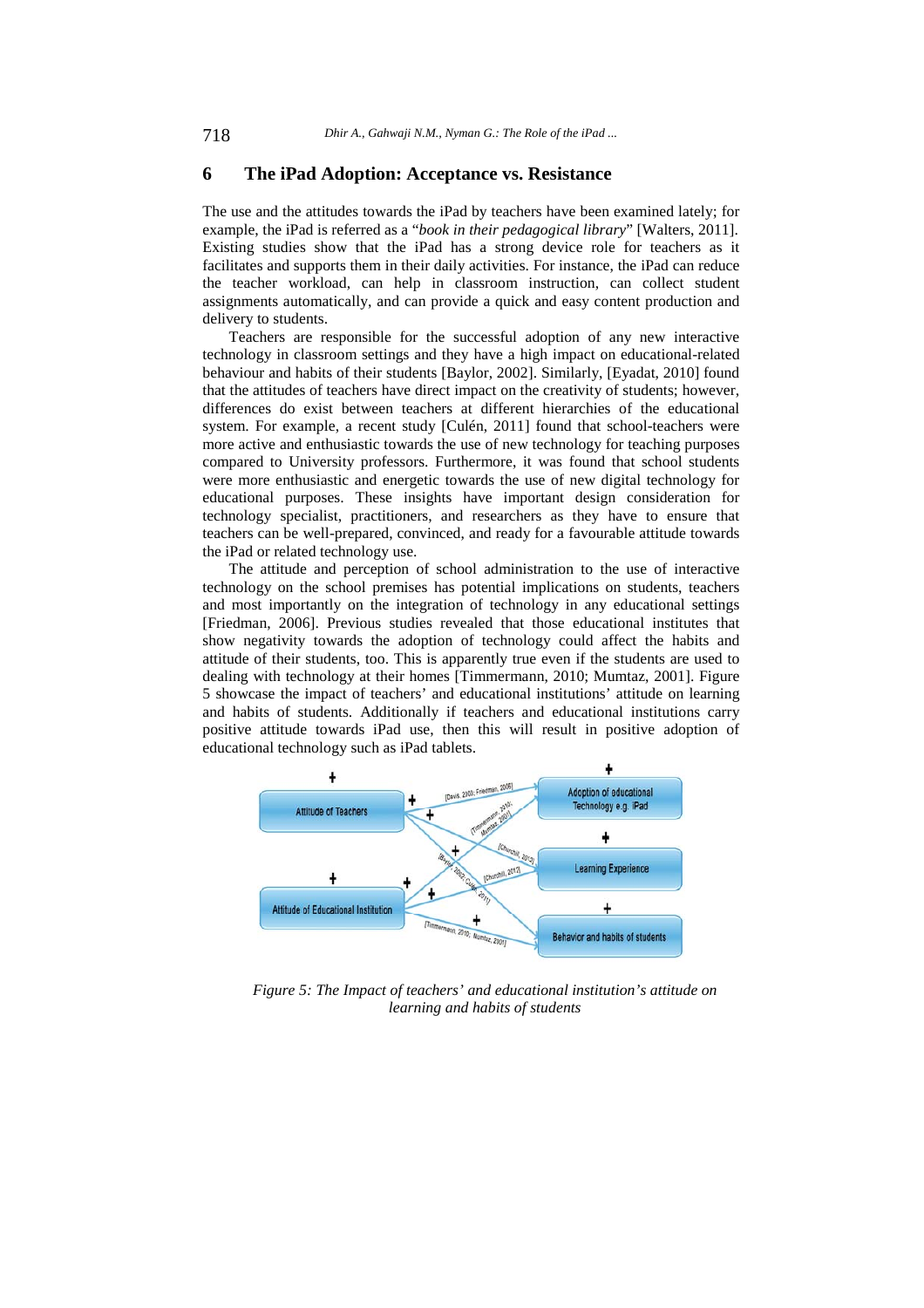## 6 The iPad Adoption: Acceptance vs. Resistance

The use and the attitudes towards the iPad by teachers have been examined lately; for example, the iPad is referred as a "*book in their pedagogical library*" [Walters, 2011]. Existing studies show that the iPad has a strong device role for teachers as it facilitates and supports them in their daily activities. For instance, the iPad can reduce the teacher workload, can help in classroom instruction, can collect student assignments automatically, and can provide a quick and easy content production and delivery to students.

Teachers are responsible for the successful adoption of any new interactive technology in classroom settings and they have a high impact on educational-related behaviour and habits of their students [Baylor, 2002]. Similarly, [Eyadat, 2010] found that the attitudes of teachers have direct impact on the creativity of students; however, differences do exist between teachers at different hierarchies of the educational system. For example, a recent study [Culén, 2011] found that school-teachers were more active and enthusiastic towards the use of new technology for teaching purposes compared to University professors. Furthermore, it was found that school students were more enthusiastic and energetic towards the use of new digital technology for educational purposes. These insights have important design consideration for technology specialist, practitioners, and researchers as they have to ensure that teachers can be well-prepared, convinced, and ready for a favourable attitude towards the iPad or related technology use.

The attitude and perception of school administration to the use of interactive technology on the school premises has potential implications on students, teachers and most importantly on the integration of technology in any educational settings [Friedman, 2006]. Previous studies revealed that those educational institutes that show negativity towards the adoption of technology could affect the habits and attitude of their students, too. This is apparently true even if the students are used to dealing with technology at their homes [Timmermann, 2010; Mumtaz, 2001]. Figure 5 showcase the impact of teachers' and educational institutions' attitude on learning and habits of students. Additionally if teachers and educational institutions carry positive attitude towards iPad use, then this will result in positive adoption of educational technology such as iPad tablets.

Figure 5: The Impact of teachers' and educational institution's attitude on learning and habits of students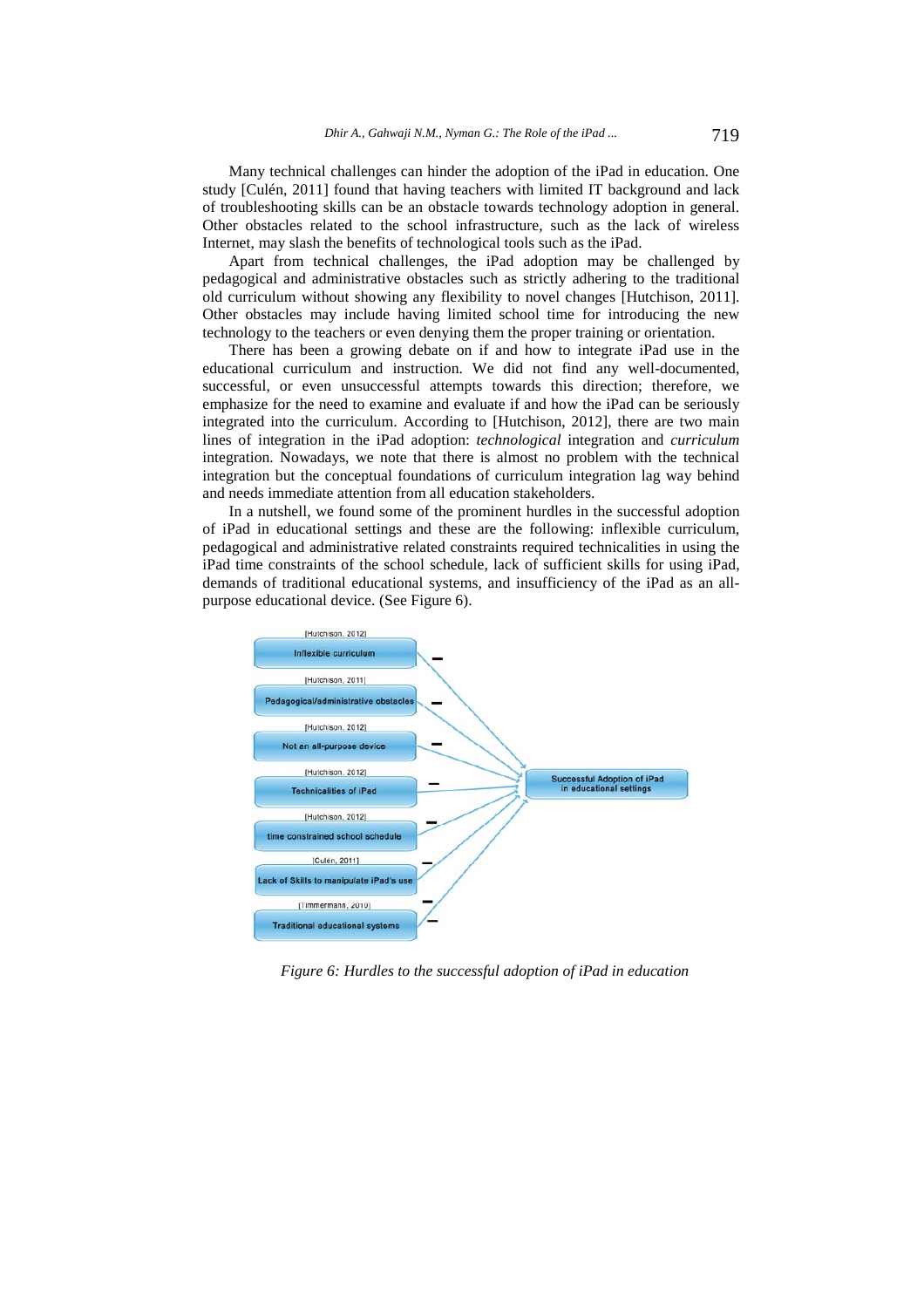Many technical challenges can hinder the adoption of the iPad in education. One study [Culén, 2011] found that having teachers with limited IT background and lack of troubleshooting skills can be an obstacle towards technology adoption in general. Other obstacles related to the school infrastructure, such as the lack of wireless Internet, may slash the benefits of technological tools such as the iPad.

Apart from technical challenges, the iPad adoption may be challenged by pedagogical and administrative obstacles such as strictly adhering to the traditional old curriculum without showing any flexibility to novel changes [Hutchison, 2011]. Other obstacles may include having limited school time for introducing the new technology to the teachers or even denying them the proper training or orientation.

There has been a growing debate on if and how to integrate iPad use in the educational curriculum and instruction. We did not find any well-documented, successful, or even unsuccessful attempts towards this direction; therefore, we emphasize for the need to examine and evaluate if and how the iPad can be seriously integrated into the curriculum. According to [Hutchison, 2012], there are two main lines of integration in the iPad adoption: *technological* integration and *curriculum* integration. Nowadays, we note that there is almost no problem with the technical integration but the conceptual foundations of curriculum integration lag way behind and needs immediate attention from all education stakeholders.

In a nutshell, we found some of the prominent hurdles in the successful adoption of iPad in educational settings and these are the following: inflexible curriculum, pedagogical and administrative related constraints required technicalities in using the iPad time constraints of the school schedule, lack of sufficient skills for using iPad, demands of traditional educational systems, and insufficiency of the iPad as an all-purpose educational device. (See Figure 6).

[Hutchison, 2012] Inflexible curriculum –
[Hutchison, 2011] Pedagogical/administrative obstacles –
[Hutchison, 2012] Not an all-purpose device –
[Hutchison, 2012] Technicalities of iPad –
[Hutchison, 2012] time constrained school schedule –
[Culén, 2011] Lack of Skills to manipulate iPad's use –
[Timmermann, 2010] Traditional educational systems –

→ Successful Adoption of iPad in educational settings

*Figure 6: Hurdles to the successful adoption of iPad in education*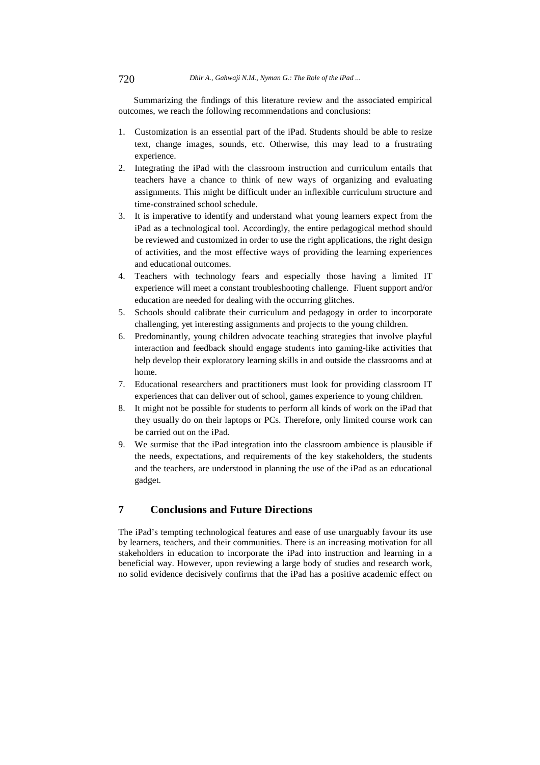Summarizing the findings of this literature review and the associated empirical outcomes, we reach the following recommendations and conclusions:

1. Customization is an essential part of the iPad. Students should be able to resize text, change images, sounds, etc. Otherwise, this may lead to a frustrating experience.
2. Integrating the iPad with the classroom instruction and curriculum entails that teachers have a chance to think of new ways of organizing and evaluating assignments. This might be difficult under an inflexible curriculum structure and time-constrained school schedule.
3. It is imperative to identify and understand what young learners expect from the iPad as a technological tool. Accordingly, the entire pedagogical method should be reviewed and customized in order to use the right applications, the right design of activities, and the most effective ways of providing the learning experiences and educational outcomes.
4. Teachers with technology fears and especially those having a limited IT experience will meet a constant troubleshooting challenge. Fluent support and/or education are needed for dealing with the occurring glitches.
5. Schools should calibrate their curriculum and pedagogy in order to incorporate challenging, yet interesting assignments and projects to the young children.
6. Predominantly, young children advocate teaching strategies that involve playful interaction and feedback should engage students into gaming-like activities that help develop their exploratory learning skills in and outside the classrooms and at home.
7. Educational researchers and practitioners must look for providing classroom IT experiences that can deliver out of school, games experience to young children.
8. It might not be possible for students to perform all kinds of work on the iPad that they usually do on their laptops or PCs. Therefore, only limited course work can be carried out on the iPad.
9. We surmise that the iPad integration into the classroom ambience is plausible if the needs, expectations, and requirements of the key stakeholders, the students and the teachers, are understood in planning the use of the iPad as an educational gadget.

## 7 Conclusions and Future Directions

The iPad's tempting technological features and ease of use unarguably favour its use by learners, teachers, and their communities. There is an increasing motivation for all stakeholders in education to incorporate the iPad into instruction and learning in a beneficial way. However, upon reviewing a large body of studies and research work, no solid evidence decisively confirms that the iPad has a positive academic effect on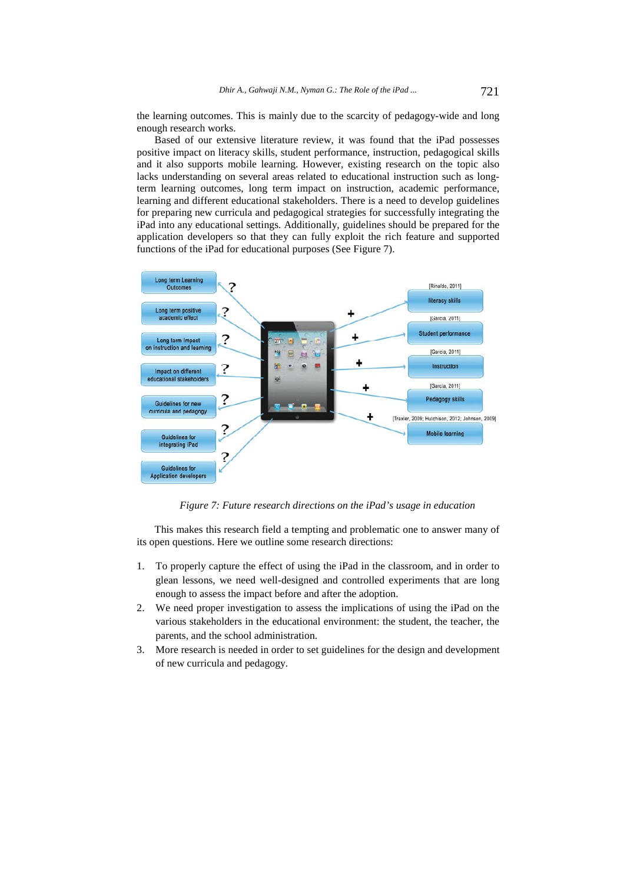the learning outcomes. This is mainly due to the scarcity of pedagogy-wide and long enough research works.

Based of our extensive literature review, it was found that the iPad possesses positive impact on literacy skills, student performance, instruction, pedagogical skills and it also supports mobile learning. However, existing research on the topic also lacks understanding on several areas related to educational instruction such as long-term learning outcomes, long term impact on instruction, academic performance, learning and different educational stakeholders. There is a need to develop guidelines for preparing new curricula and pedagogical strategies for successfully integrating the iPad into any educational settings. Additionally, guidelines should be prepared for the application developers so that they can fully exploit the rich feature and supported functions of the iPad for educational purposes (See Figure 7).

*Figure 7: Future research directions on the iPad's usage in education*

This makes this research field a tempting and problematic one to answer many of its open questions. Here we outline some research directions:

1. To properly capture the effect of using the iPad in the classroom, and in order to glean lessons, we need well-designed and controlled experiments that are long enough to assess the impact before and after the adoption.
2. We need proper investigation to assess the implications of using the iPad on the various stakeholders in the educational environment: the student, the teacher, the parents, and the school administration.
3. More research is needed in order to set guidelines for the design and development of new curricula and pedagogy.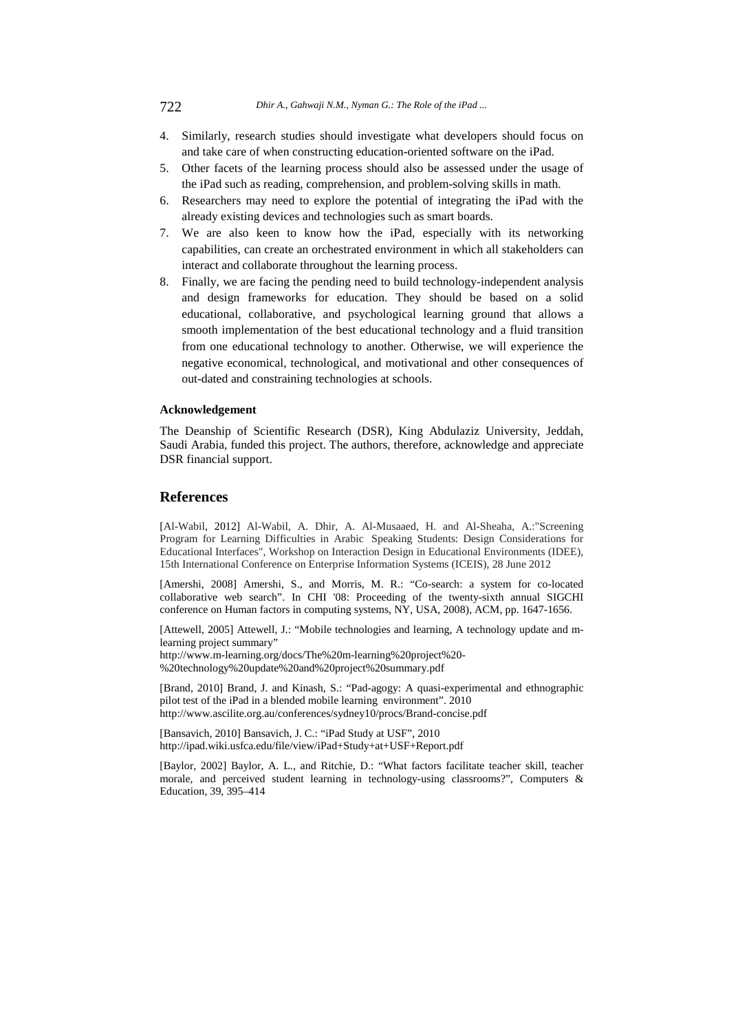4. Similarly, research studies should investigate what developers should focus on and take care of when constructing education-oriented software on the iPad.
5. Other facets of the learning process should also be assessed under the usage of the iPad such as reading, comprehension, and problem-solving skills in math.
6. Researchers may need to explore the potential of integrating the iPad with the already existing devices and technologies such as smart boards.
7. We are also keen to know how the iPad, especially with its networking capabilities, can create an orchestrated environment in which all stakeholders can interact and collaborate throughout the learning process.
8. Finally, we are facing the pending need to build technology-independent analysis and design frameworks for education. They should be based on a solid educational, collaborative, and psychological learning ground that allows a smooth implementation of the best educational technology and a fluid transition from one educational technology to another. Otherwise, we will experience the negative economical, technological, and motivational and other consequences of out-dated and constraining technologies at schools.

**Acknowledgement**

The Deanship of Scientific Research (DSR), King Abdulaziz University, Jeddah, Saudi Arabia, funded this project. The authors, therefore, acknowledge and appreciate DSR financial support.

## References

[Al-Wabil, 2012] Al-Wabil, A. Dhir, A. Al-Musaaed, H. and Al-Sheaha, A.:"Screening Program for Learning Difficulties in Arabic Speaking Students: Design Considerations for Educational Interfaces", Workshop on Interaction Design in Educational Environments (IDEE), 15th International Conference on Enterprise Information Systems (ICEIS), 28 June 2012

[Amershi, 2008] Amershi, S., and Morris, M. R.: "Co-search: a system for co-located collaborative web search". In CHI '08: Proceeding of the twenty-sixth annual SIGCHI conference on Human factors in computing systems, NY, USA, 2008), ACM, pp. 1647-1656.

[Attewell, 2005] Attewell, J.: "Mobile technologies and learning, A technology update and m-learning project summary"
http://www.m-learning.org/docs/The%20m-learning%20project%20-%20technology%20update%20and%20project%20summary.pdf

[Brand, 2010] Brand, J. and Kinash, S.: "Pad-agogy: A quasi-experimental and ethnographic pilot test of the iPad in a blended mobile learning environment". 2010
http://www.ascilite.org.au/conferences/sydney10/procs/Brand-concise.pdf

[Bansavich, 2010] Bansavich, J. C.: "iPad Study at USF", 2010
http://ipad.wiki.usfca.edu/file/view/iPad+Study+at+USF+Report.pdf

[Baylor, 2002] Baylor, A. L., and Ritchie, D.: "What factors facilitate teacher skill, teacher morale, and perceived student learning in technology-using classrooms?", Computers & Education, 39, 395–414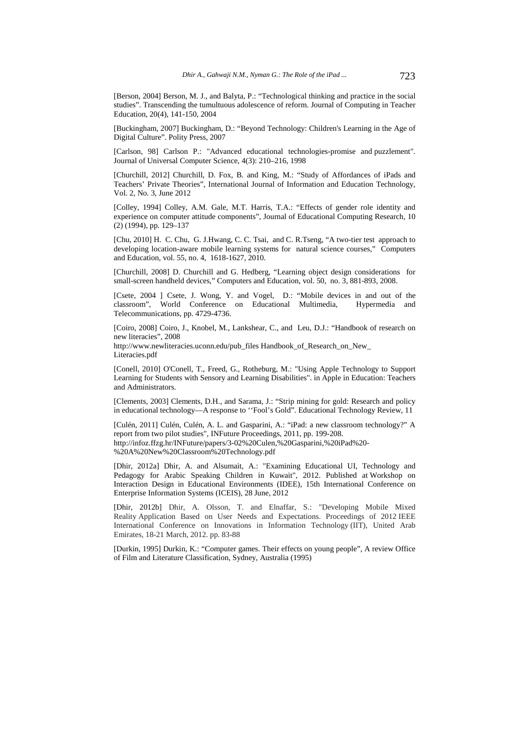[Berson, 2004] Berson, M. J., and Balyta, P.: "Technological thinking and practice in the social studies". Transcending the tumultuous adolescence of reform. Journal of Computing in Teacher Education, 20(4), 141-150, 2004

[Buckingham, 2007] Buckingham, D.: "Beyond Technology: Children's Learning in the Age of Digital Culture". Polity Press, 2007

[Carlson, 98] Carlson P.: "Advanced educational technologies-promise and puzzlement". Journal of Universal Computer Science, 4(3): 210–216, 1998

[Churchill, 2012] Churchill, D. Fox, B. and King, M.: "Study of Affordances of iPads and Teachers' Private Theories", International Journal of Information and Education Technology, Vol. 2, No. 3, June 2012

[Colley, 1994] Colley, A.M. Gale, M.T. Harris, T.A.: "Effects of gender role identity and experience on computer attitude components", Journal of Educational Computing Research, 10 (2) (1994), pp. 129–137

[Chu, 2010] H. C. Chu, G. J.Hwang, C. C. Tsai, and C. R.Tseng, "A two-tier test approach to developing location-aware mobile learning systems for natural science courses," Computers and Education, vol. 55, no. 4, 1618-1627, 2010.

[Churchill, 2008] D. Churchill and G. Hedberg, "Learning object design considerations for small-screen handheld devices," Computers and Education, vol. 50, no. 3, 881-893, 2008.

[Csete, 2004 ] Csete, J. Wong, Y. and Vogel, D.: "Mobile devices in and out of the classroom", World Conference on Educational Multimedia, Hypermedia and Telecommunications, pp. 4729-4736.

[Coiro, 2008] Coiro, J., Knobel, M., Lankshear, C., and Leu, D.J.: "Handbook of research on new literacies", 2008
http://www.newliteracies.uconn.edu/pub_files Handbook_of_Research_on_New_ Literacies.pdf

[Conell, 2010] O'Conell, T., Freed, G., Rotheburg, M.: "Using Apple Technology to Support Learning for Students with Sensory and Learning Disabilities". in Apple in Education: Teachers and Administrators.

[Clements, 2003] Clements, D.H., and Sarama, J.: "Strip mining for gold: Research and policy in educational technology—A response to ''Fool's Gold". Educational Technology Review, 11

[Culén, 2011] Culén, Culén, A. L. and Gasparini, A.: "iPad: a new classroom technology?" A report from two pilot studies", INFuture Proceedings, 2011, pp. 199-208.
http://infoz.ffzg.hr/INFuture/papers/3-02%20Culen,%20Gasparini,%20iPad%20-%20A%20New%20Classroom%20Technology.pdf

[Dhir, 2012a] Dhir, A. and Alsumait, A.: "Examining Educational UI, Technology and Pedagogy for Arabic Speaking Children in Kuwait", 2012. Published at Workshop on Interaction Design in Educational Environments (IDEE), 15th International Conference on Enterprise Information Systems (ICEIS), 28 June, 2012

[Dhir, 2012b] Dhir, A. Olsson, T. and Elnaffar, S.: "Developing Mobile Mixed Reality Application Based on User Needs and Expectations. Proceedings of 2012 IEEE International Conference on Innovations in Information Technology (IIT), United Arab Emirates, 18-21 March, 2012. pp. 83-88

[Durkin, 1995] Durkin, K.: "Computer games. Their effects on young people", A review Office of Film and Literature Classification, Sydney, Australia (1995)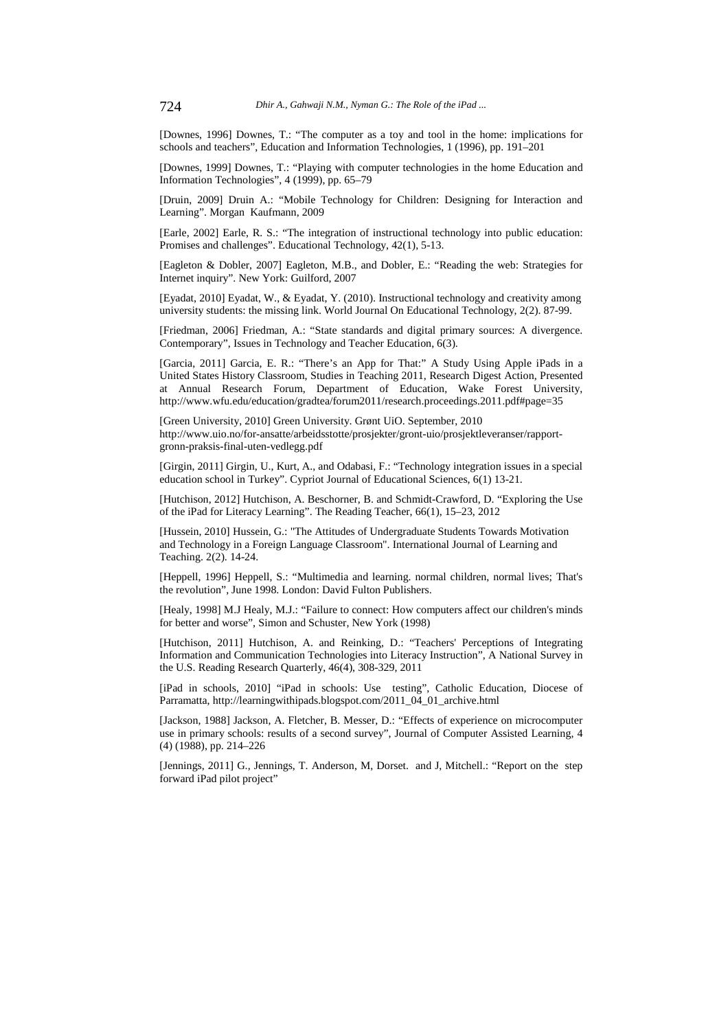[Downes, 1996] Downes, T.: "The computer as a toy and tool in the home: implications for schools and teachers", Education and Information Technologies, 1 (1996), pp. 191–201

[Downes, 1999] Downes, T.: "Playing with computer technologies in the home Education and Information Technologies", 4 (1999), pp. 65–79

[Druin, 2009] Druin A.: "Mobile Technology for Children: Designing for Interaction and Learning". Morgan Kaufmann, 2009

[Earle, 2002] Earle, R. S.: "The integration of instructional technology into public education: Promises and challenges". Educational Technology, 42(1), 5-13.

[Eagleton & Dobler, 2007] Eagleton, M.B., and Dobler, E.: "Reading the web: Strategies for Internet inquiry". New York: Guilford, 2007

[Eyadat, 2010] Eyadat, W., & Eyadat, Y. (2010). Instructional technology and creativity among university students: the missing link. World Journal On Educational Technology, 2(2). 87-99.

[Friedman, 2006] Friedman, A.: "State standards and digital primary sources: A divergence. Contemporary", Issues in Technology and Teacher Education, 6(3).

[Garcia, 2011] Garcia, E. R.: "There's an App for That:" A Study Using Apple iPads in a United States History Classroom, Studies in Teaching 2011, Research Digest Action, Presented at Annual Research Forum, Department of Education, Wake Forest University, http://www.wfu.edu/education/gradtea/forum2011/research.proceedings.2011.pdf#page=35

[Green University, 2010] Green University. Grønt UiO. September, 2010 http://www.uio.no/for-ansatte/arbeidsstotte/prosjekter/gront-uio/prosjektleveranser/rapport-gronn-praksis-final-uten-vedlegg.pdf

[Girgin, 2011] Girgin, U., Kurt, A., and Odabasi, F.: "Technology integration issues in a special education school in Turkey". Cypriot Journal of Educational Sciences, 6(1) 13-21.

[Hutchison, 2012] Hutchison, A. Beschorner, B. and Schmidt-Crawford, D. "Exploring the Use of the iPad for Literacy Learning". The Reading Teacher, 66(1), 15–23, 2012

[Hussein, 2010] Hussein, G.: "The Attitudes of Undergraduate Students Towards Motivation and Technology in a Foreign Language Classroom". International Journal of Learning and Teaching. 2(2). 14-24.

[Heppell, 1996] Heppell, S.: "Multimedia and learning. normal children, normal lives; That's the revolution", June 1998. London: David Fulton Publishers.

[Healy, 1998] M.J Healy, M.J.: "Failure to connect: How computers affect our children's minds for better and worse", Simon and Schuster, New York (1998)

[Hutchison, 2011] Hutchison, A. and Reinking, D.: "Teachers' Perceptions of Integrating Information and Communication Technologies into Literacy Instruction", A National Survey in the U.S. Reading Research Quarterly, 46(4), 308-329, 2011

[iPad in schools, 2010] "iPad in schools: Use testing", Catholic Education, Diocese of Parramatta, http://learningwithipads.blogspot.com/2011_04_01_archive.html

[Jackson, 1988] Jackson, A. Fletcher, B. Messer, D.: "Effects of experience on microcomputer use in primary schools: results of a second survey", Journal of Computer Assisted Learning, 4 (4) (1988), pp. 214–226

[Jennings, 2011] G., Jennings, T. Anderson, M, Dorset. and J, Mitchell.: "Report on the step forward iPad pilot project"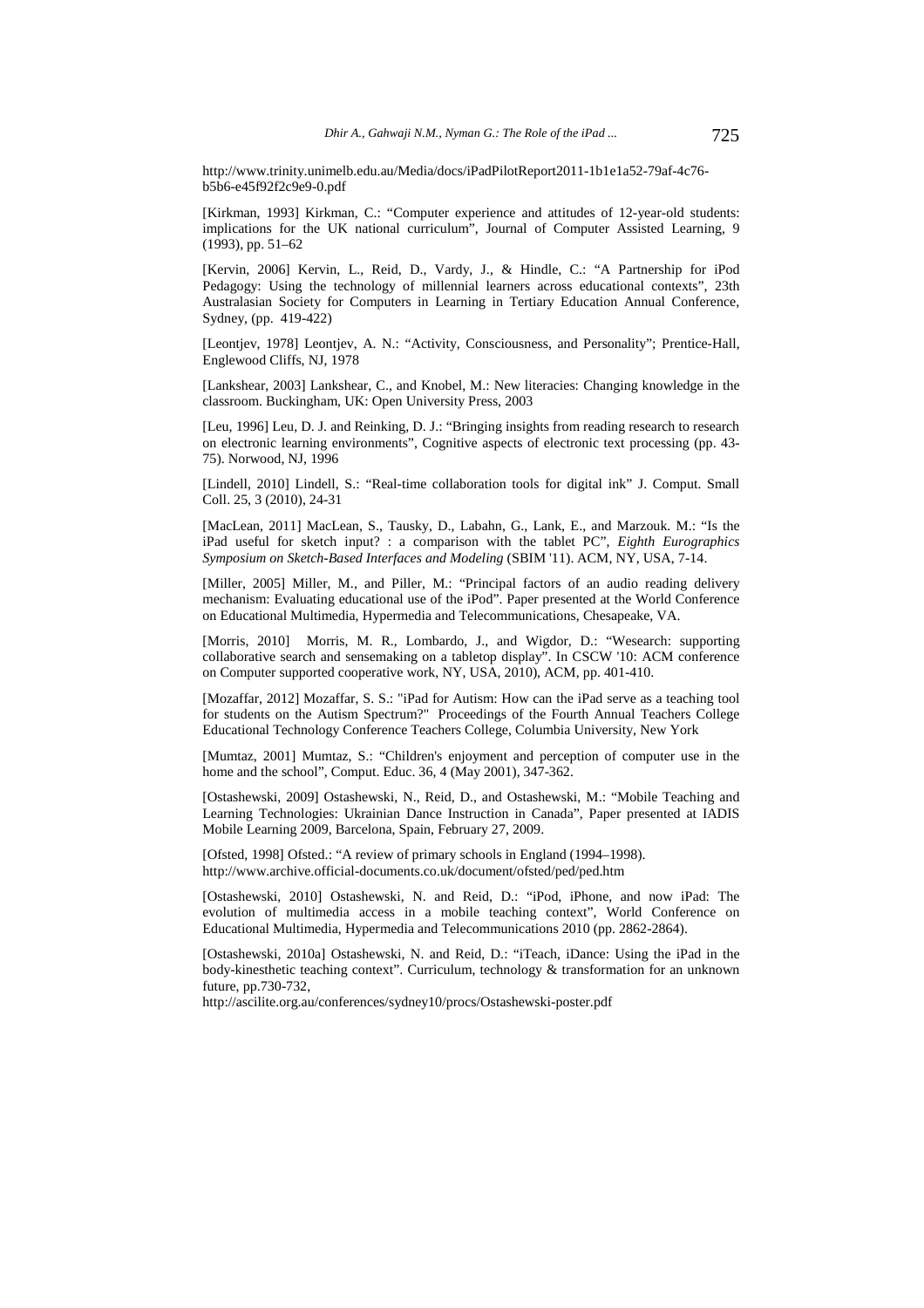http://www.trinity.unimelb.edu.au/Media/docs/iPadPilotReport2011-1b1e1a52-79af-4c76-b5b6-e45f92f2c9e9-0.pdf

[Kirkman, 1993] Kirkman, C.: "Computer experience and attitudes of 12-year-old students: implications for the UK national curriculum", Journal of Computer Assisted Learning, 9 (1993), pp. 51–62

[Kervin, 2006] Kervin, L., Reid, D., Vardy, J., & Hindle, C.: "A Partnership for iPod Pedagogy: Using the technology of millennial learners across educational contexts", 23th Australasian Society for Computers in Learning in Tertiary Education Annual Conference, Sydney, (pp. 419-422)

[Leontjev, 1978] Leontjev, A. N.: "Activity, Consciousness, and Personality"; Prentice-Hall, Englewood Cliffs, NJ, 1978

[Lankshear, 2003] Lankshear, C., and Knobel, M.: New literacies: Changing knowledge in the classroom. Buckingham, UK: Open University Press, 2003

[Leu, 1996] Leu, D. J. and Reinking, D. J.: "Bringing insights from reading research to research on electronic learning environments", Cognitive aspects of electronic text processing (pp. 43-75). Norwood, NJ, 1996

[Lindell, 2010] Lindell, S.: "Real-time collaboration tools for digital ink" J. Comput. Small Coll. 25, 3 (2010), 24-31

[MacLean, 2011] MacLean, S., Tausky, D., Labahn, G., Lank, E., and Marzouk. M.: "Is the iPad useful for sketch input? : a comparison with the tablet PC", *Eighth Eurographics Symposium on Sketch-Based Interfaces and Modeling* (SBIM '11). ACM, NY, USA, 7-14.

[Miller, 2005] Miller, M., and Piller, M.: "Principal factors of an audio reading delivery mechanism: Evaluating educational use of the iPod". Paper presented at the World Conference on Educational Multimedia, Hypermedia and Telecommunications, Chesapeake, VA.

[Morris, 2010] Morris, M. R., Lombardo, J., and Wigdor, D.: "Wesearch: supporting collaborative search and sensemaking on a tabletop display". In CSCW '10: ACM conference on Computer supported cooperative work, NY, USA, 2010), ACM, pp. 401-410.

[Mozaffar, 2012] Mozaffar, S. S.: "iPad for Autism: How can the iPad serve as a teaching tool for students on the Autism Spectrum?" Proceedings of the Fourth Annual Teachers College Educational Technology Conference Teachers College, Columbia University, New York

[Mumtaz, 2001] Mumtaz, S.: "Children's enjoyment and perception of computer use in the home and the school", Comput. Educ. 36, 4 (May 2001), 347-362.

[Ostashewski, 2009] Ostashewski, N., Reid, D., and Ostashewski, M.: "Mobile Teaching and Learning Technologies: Ukrainian Dance Instruction in Canada", Paper presented at IADIS Mobile Learning 2009, Barcelona, Spain, February 27, 2009.

[Ofsted, 1998] Ofsted.: "A review of primary schools in England (1994–1998).
http://www.archive.official-documents.co.uk/document/ofsted/ped/ped.htm

[Ostashewski, 2010] Ostashewski, N. and Reid, D.: "iPod, iPhone, and now iPad: The evolution of multimedia access in a mobile teaching context", World Conference on Educational Multimedia, Hypermedia and Telecommunications 2010 (pp. 2862-2864).

[Ostashewski, 2010a] Ostashewski, N. and Reid, D.: "iTeach, iDance: Using the iPad in the body-kinesthetic teaching context". Curriculum, technology & transformation for an unknown future, pp.730-732,
http://ascilite.org.au/conferences/sydney10/procs/Ostashewski-poster.pdf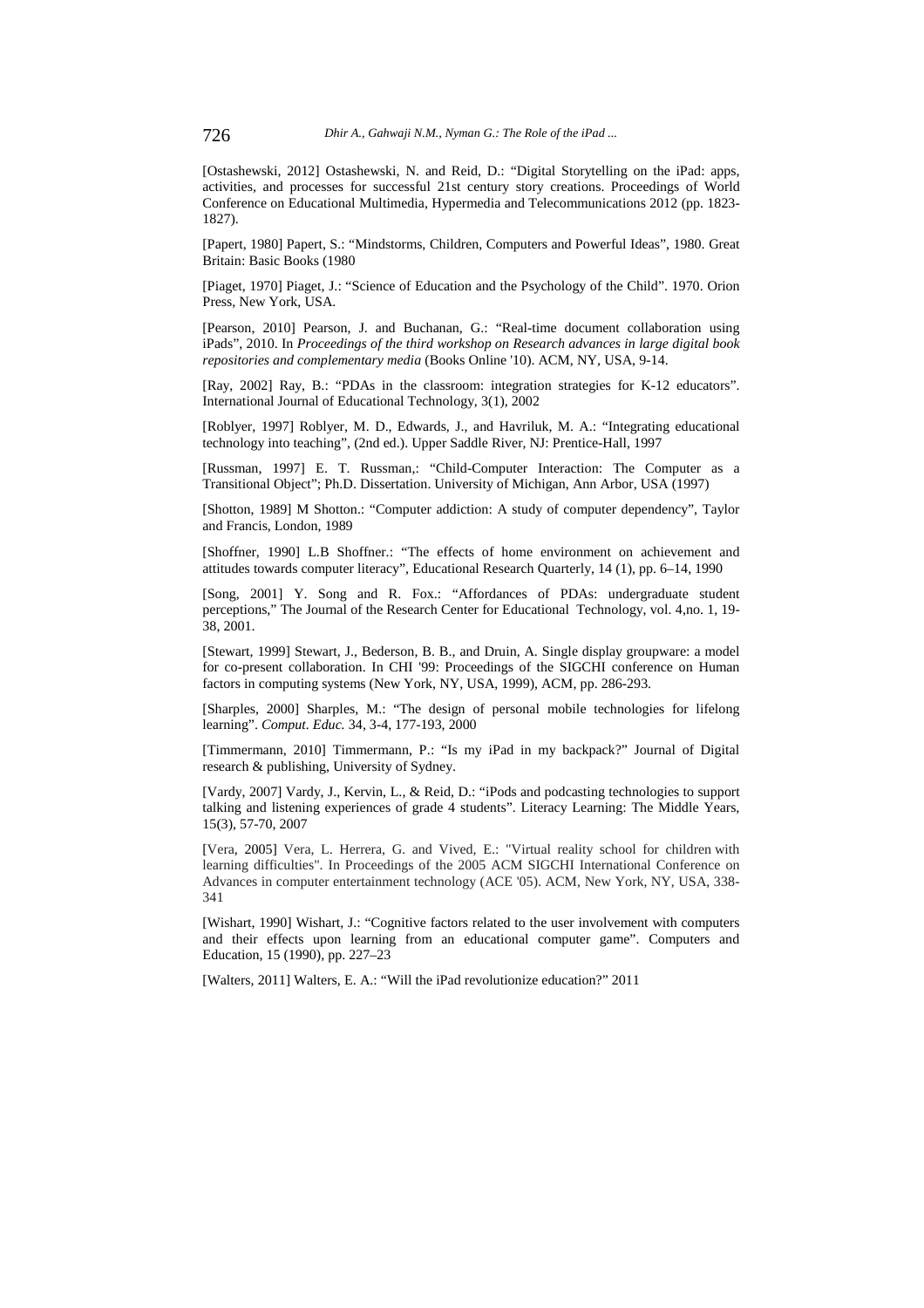[Ostashewski, 2012] Ostashewski, N. and Reid, D.: "Digital Storytelling on the iPad: apps, activities, and processes for successful 21st century story creations. Proceedings of World Conference on Educational Multimedia, Hypermedia and Telecommunications 2012 (pp. 1823-1827).

[Papert, 1980] Papert, S.: "Mindstorms, Children, Computers and Powerful Ideas", 1980. Great Britain: Basic Books (1980

[Piaget, 1970] Piaget, J.: "Science of Education and the Psychology of the Child". 1970. Orion Press, New York, USA.

[Pearson, 2010] Pearson, J. and Buchanan, G.: "Real-time document collaboration using iPads", 2010. In *Proceedings of the third workshop on Research advances in large digital book repositories and complementary media* (Books Online '10). ACM, NY, USA, 9-14.

[Ray, 2002] Ray, B.: "PDAs in the classroom: integration strategies for K-12 educators". International Journal of Educational Technology, 3(1), 2002

[Roblyer, 1997] Roblyer, M. D., Edwards, J., and Havriluk, M. A.: "Integrating educational technology into teaching", (2nd ed.). Upper Saddle River, NJ: Prentice-Hall, 1997

[Russman, 1997] E. T. Russman,: "Child-Computer Interaction: The Computer as a Transitional Object"; Ph.D. Dissertation. University of Michigan, Ann Arbor, USA (1997)

[Shotton, 1989] M Shotton.: "Computer addiction: A study of computer dependency", Taylor and Francis, London, 1989

[Shoffner, 1990] L.B Shoffner.: "The effects of home environment on achievement and attitudes towards computer literacy", Educational Research Quarterly, 14 (1), pp. 6–14, 1990

[Song, 2001] Y. Song and R. Fox.: "Affordances of PDAs: undergraduate student perceptions," The Journal of the Research Center for Educational Technology, vol. 4,no. 1, 19-38, 2001.

[Stewart, 1999] Stewart, J., Bederson, B. B., and Druin, A. Single display groupware: a model for co-present collaboration. In CHI '99: Proceedings of the SIGCHI conference on Human factors in computing systems (New York, NY, USA, 1999), ACM, pp. 286-293.

[Sharples, 2000] Sharples, M.: "The design of personal mobile technologies for lifelong learning". *Comput. Educ.* 34, 3-4, 177-193, 2000

[Timmermann, 2010] Timmermann, P.: "Is my iPad in my backpack?" Journal of Digital research & publishing, University of Sydney.

[Vardy, 2007] Vardy, J., Kervin, L., & Reid, D.: "iPods and podcasting technologies to support talking and listening experiences of grade 4 students". Literacy Learning: The Middle Years, 15(3), 57-70, 2007

[Vera, 2005] Vera, L. Herrera, G. and Vived, E.: "Virtual reality school for children with learning difficulties". In Proceedings of the 2005 ACM SIGCHI International Conference on Advances in computer entertainment technology (ACE '05). ACM, New York, NY, USA, 338-341

[Wishart, 1990] Wishart, J.: "Cognitive factors related to the user involvement with computers and their effects upon learning from an educational computer game". Computers and Education, 15 (1990), pp. 227–23

[Walters, 2011] Walters, E. A.: "Will the iPad revolutionize education?" 2011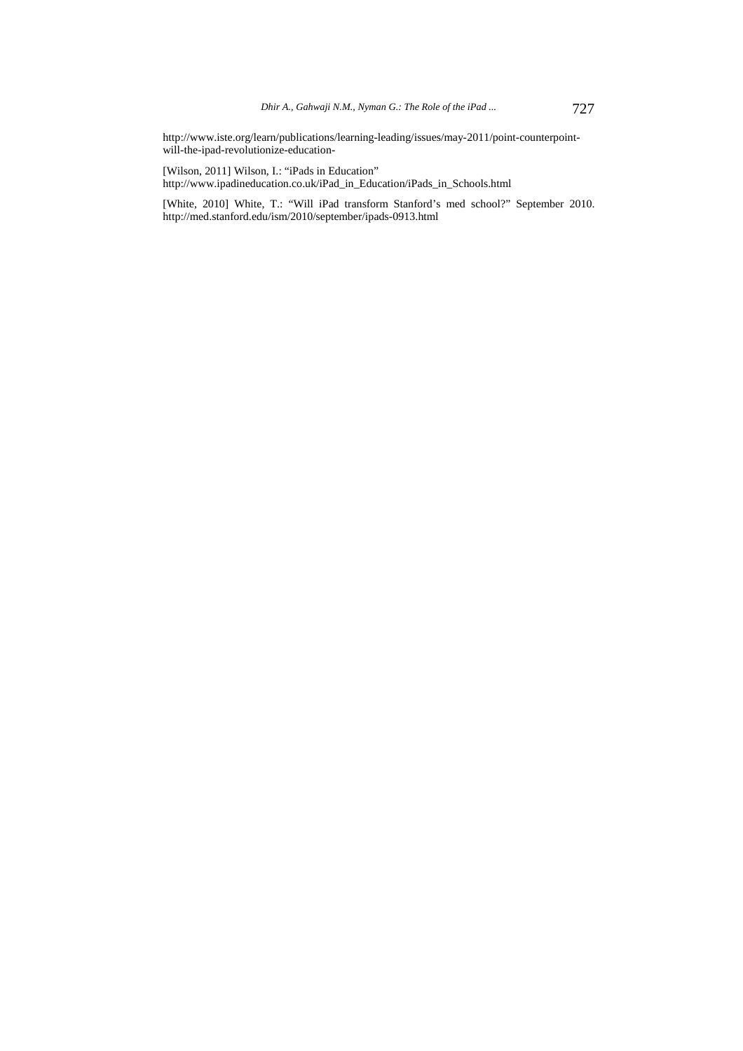http://www.iste.org/learn/publications/learning-leading/issues/may-2011/point-counterpoint-will-the-ipad-revolutionize-education-

[Wilson, 2011] Wilson, I.: "iPads in Education" http://www.ipadineducation.co.uk/iPad_in_Education/iPads_in_Schools.html

[White, 2010] White, T.: "Will iPad transform Stanford's med school?" September 2010. http://med.stanford.edu/ism/2010/september/ipads-0913.html